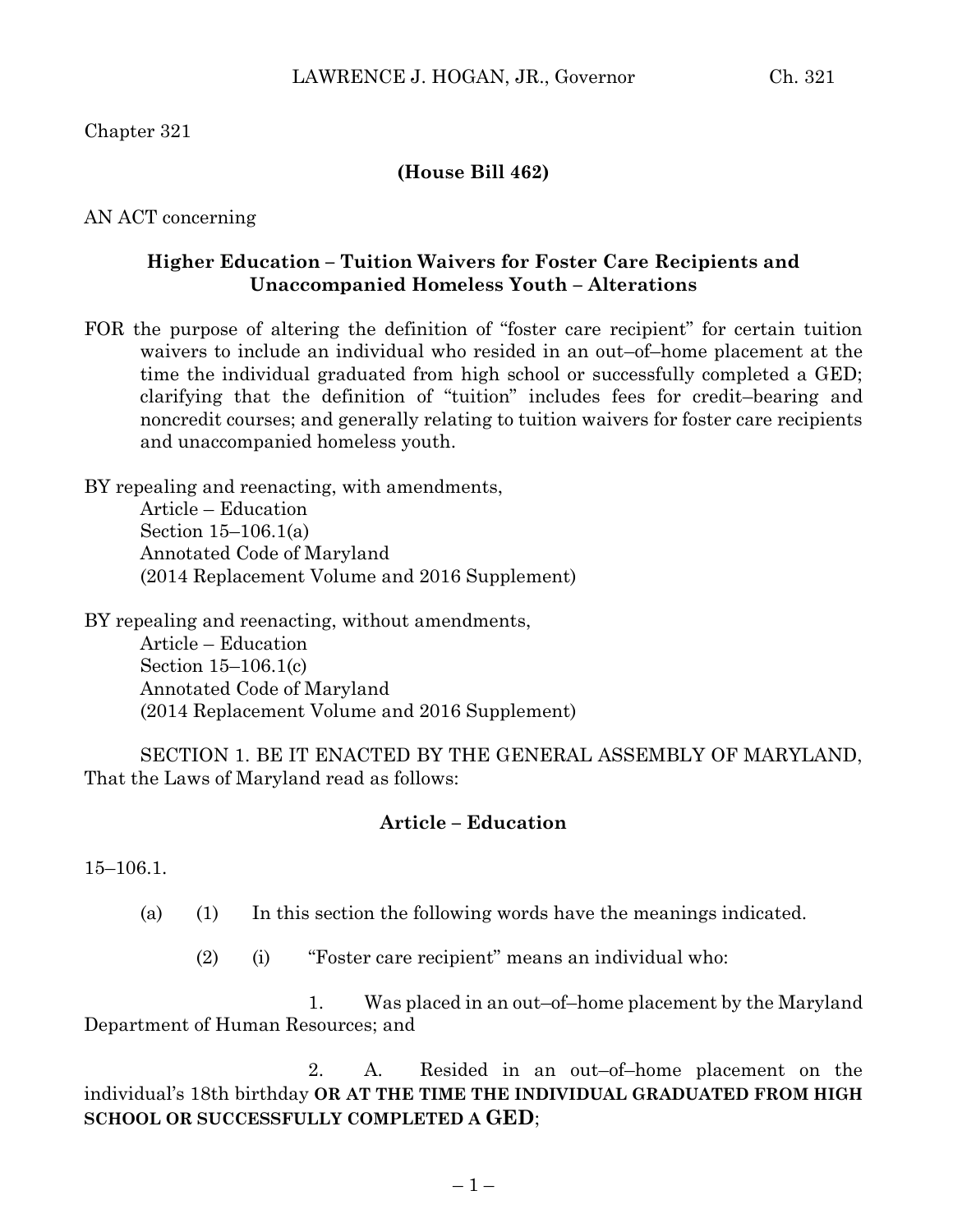Chapter 321

**(House Bill 462)**

AN ACT concerning

**Higher Education – Tuition Waivers for Foster Care Recipients and Unaccompanied Homeless Youth – Alterations**

FOR the purpose of altering the definition of "foster care recipient" for certain tuition waivers to include an individual who resided in an out–of–home placement at the time the individual graduated from high school or successfully completed a GED; clarifying that the definition of "tuition" includes fees for credit–bearing and noncredit courses; and generally relating to tuition waivers for foster care recipients and unaccompanied homeless youth.

BY repealing and reenacting, with amendments,
Article – Education
Section 15–106.1(a)
Annotated Code of Maryland
(2014 Replacement Volume and 2016 Supplement)

BY repealing and reenacting, without amendments,
Article – Education
Section 15–106.1(c)
Annotated Code of Maryland
(2014 Replacement Volume and 2016 Supplement)

SECTION 1. BE IT ENACTED BY THE GENERAL ASSEMBLY OF MARYLAND, That the Laws of Maryland read as follows:

**Article – Education**

15–106.1.

(a) (1) In this section the following words have the meanings indicated.

(2) (i) "Foster care recipient" means an individual who:

1. Was placed in an out–of–home placement by the Maryland Department of Human Resources; and

2. A. Resided in an out–of–home placement on the individual's 18th birthday **OR AT THE TIME THE INDIVIDUAL GRADUATED FROM HIGH SCHOOL OR SUCCESSFULLY COMPLETED A GED**;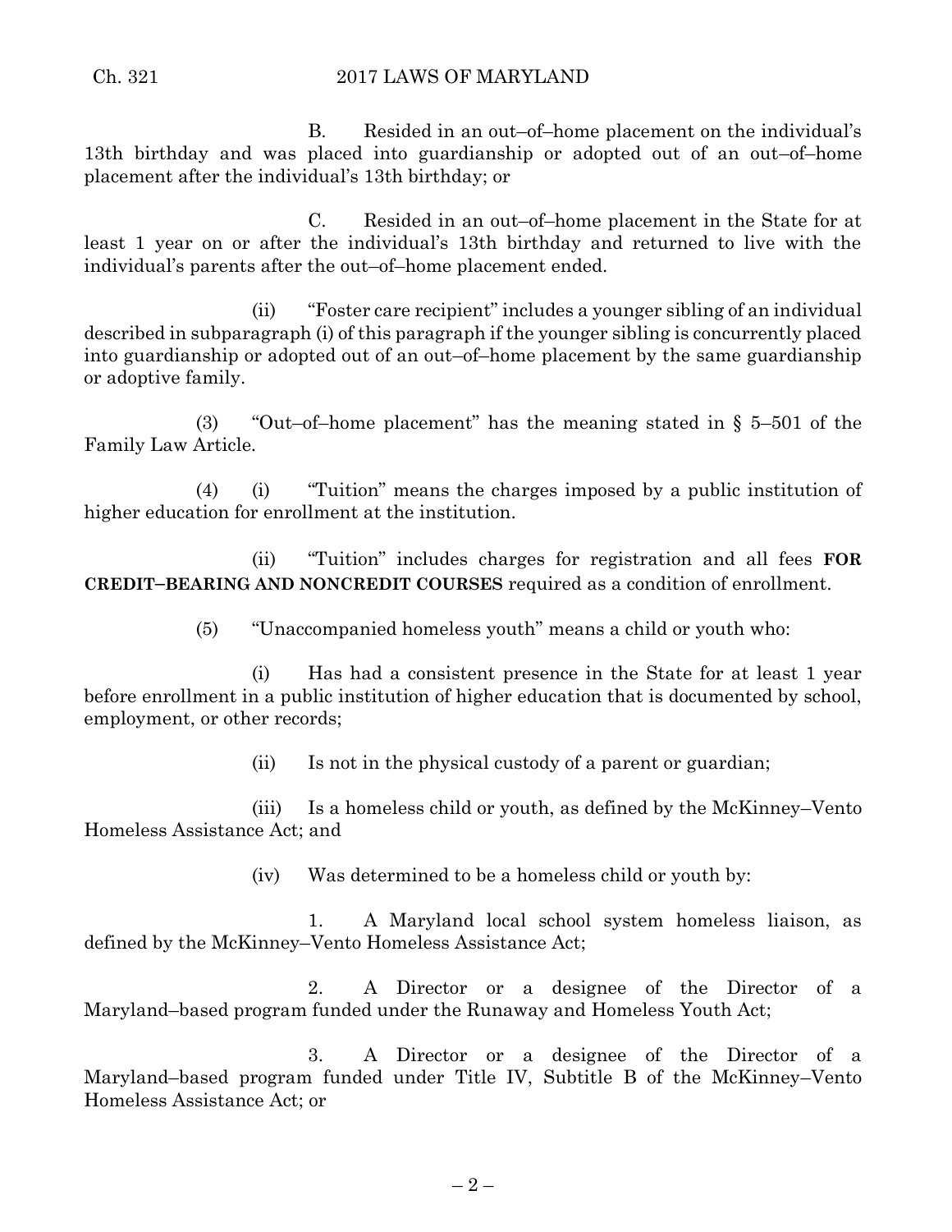B. Resided in an out–of–home placement on the individual's 13th birthday and was placed into guardianship or adopted out of an out–of–home placement after the individual's 13th birthday; or

C. Resided in an out–of–home placement in the State for at least 1 year on or after the individual's 13th birthday and returned to live with the individual's parents after the out–of–home placement ended.

(ii) "Foster care recipient" includes a younger sibling of an individual described in subparagraph (i) of this paragraph if the younger sibling is concurrently placed into guardianship or adopted out of an out–of–home placement by the same guardianship or adoptive family.

(3) "Out–of–home placement" has the meaning stated in § 5–501 of the Family Law Article.

(4) (i) "Tuition" means the charges imposed by a public institution of higher education for enrollment at the institution.

(ii) "Tuition" includes charges for registration and all fees **FOR CREDIT–BEARING AND NONCREDIT COURSES** required as a condition of enrollment.

(5) "Unaccompanied homeless youth" means a child or youth who:

(i) Has had a consistent presence in the State for at least 1 year before enrollment in a public institution of higher education that is documented by school, employment, or other records;

(ii) Is not in the physical custody of a parent or guardian;

(iii) Is a homeless child or youth, as defined by the McKinney–Vento Homeless Assistance Act; and

(iv) Was determined to be a homeless child or youth by:

1. A Maryland local school system homeless liaison, as defined by the McKinney–Vento Homeless Assistance Act;

2. A Director or a designee of the Director of a Maryland–based program funded under the Runaway and Homeless Youth Act;

3. A Director or a designee of the Director of a Maryland–based program funded under Title IV, Subtitle B of the McKinney–Vento Homeless Assistance Act; or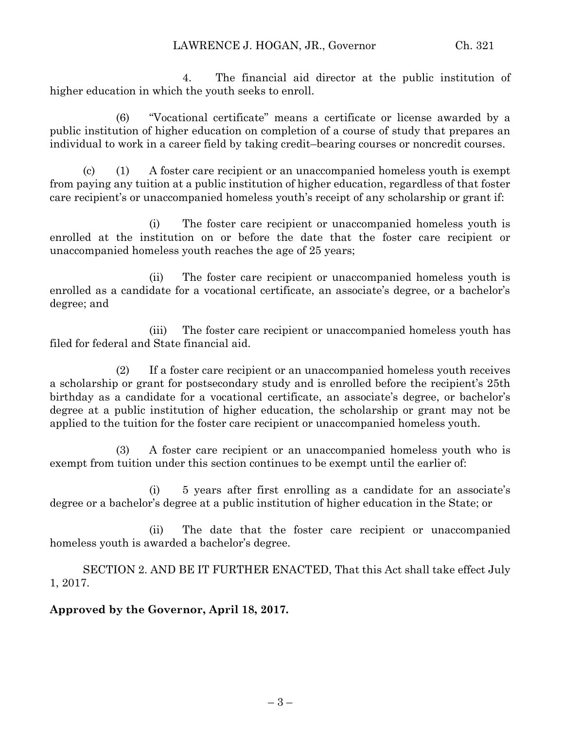4. The financial aid director at the public institution of higher education in which the youth seeks to enroll.

(6) "Vocational certificate" means a certificate or license awarded by a public institution of higher education on completion of a course of study that prepares an individual to work in a career field by taking credit–bearing courses or noncredit courses.

(c) (1) A foster care recipient or an unaccompanied homeless youth is exempt from paying any tuition at a public institution of higher education, regardless of that foster care recipient's or unaccompanied homeless youth's receipt of any scholarship or grant if:

(i) The foster care recipient or unaccompanied homeless youth is enrolled at the institution on or before the date that the foster care recipient or unaccompanied homeless youth reaches the age of 25 years;

(ii) The foster care recipient or unaccompanied homeless youth is enrolled as a candidate for a vocational certificate, an associate's degree, or a bachelor's degree; and

(iii) The foster care recipient or unaccompanied homeless youth has filed for federal and State financial aid.

(2) If a foster care recipient or an unaccompanied homeless youth receives a scholarship or grant for postsecondary study and is enrolled before the recipient's 25th birthday as a candidate for a vocational certificate, an associate's degree, or bachelor's degree at a public institution of higher education, the scholarship or grant may not be applied to the tuition for the foster care recipient or unaccompanied homeless youth.

(3) A foster care recipient or an unaccompanied homeless youth who is exempt from tuition under this section continues to be exempt until the earlier of:

(i) 5 years after first enrolling as a candidate for an associate's degree or a bachelor's degree at a public institution of higher education in the State; or

(ii) The date that the foster care recipient or unaccompanied homeless youth is awarded a bachelor's degree.

SECTION 2. AND BE IT FURTHER ENACTED, That this Act shall take effect July 1, 2017.

**Approved by the Governor, April 18, 2017.**